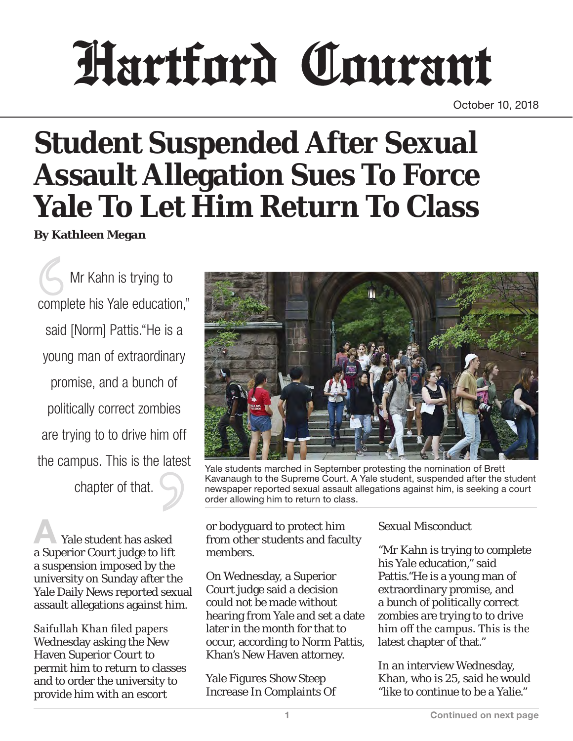# Hartford Courant

October 10, 2018

# Student Suspended After Sexual Assault Allegation Sues To Force Yale To Let Him Return To Class

**By Kathleen Megan**

> "Mr Kahn is trying to complete his Yale education," said [Norm] Pattis."He is a young man of extraordinary promise, and a bunch of politically correct zombies are trying to to drive him off the campus. This is the latest chapter of that."

Yale students marched in September protesting the nomination of Brett Kavanaugh to the Supreme Court. A Yale student, suspended after the student newspaper reported sexual assault allegations against him, is seeking a court order allowing him to return to class.

A Yale student has asked a Superior Court judge to lift a suspension imposed by the university on Sunday after the Yale Daily News reported sexual assault allegations against him.

Saifullah Khan filed papers Wednesday asking the New Haven Superior Court to permit him to return to classes and to order the university to provide him with an escort or bodyguard to protect him from other students and faculty members.

On Wednesday, a Superior Court judge said a decision could not be made without hearing from Yale and set a date later in the month for that to occur, according to Norm Pattis, Khan's New Haven attorney.

Yale Figures Show Steep Increase In Complaints Of Sexual Misconduct

"Mr Kahn is trying to complete his Yale education," said Pattis."He is a young man of extraordinary promise, and a bunch of politically correct zombies are trying to to drive him off the campus. This is the latest chapter of that."

In an interview Wednesday, Khan, who is 25, said he would "like to continue to be a Yalie."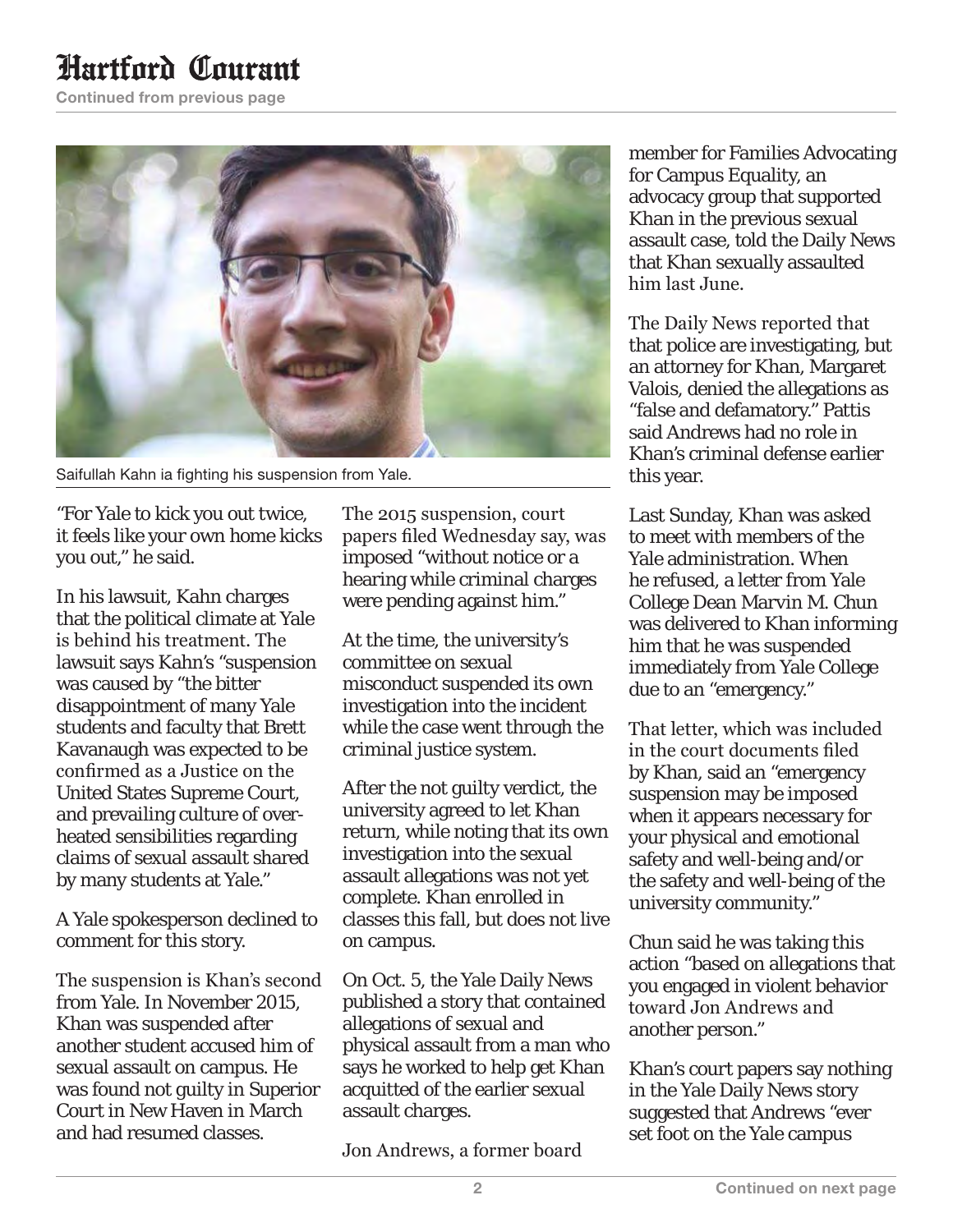Saifullah Kahn ia fighting his suspension from Yale.

"For Yale to kick you out twice, it feels like your own home kicks you out," he said.

In his lawsuit, Kahn charges that the political climate at Yale is behind his treatment. The lawsuit says Kahn's "suspension was caused by "the bitter disappointment of many Yale students and faculty that Brett Kavanaugh was expected to be confirmed as a Justice on the United States Supreme Court, and prevailing culture of over-heated sensibilities regarding claims of sexual assault shared by many students at Yale."

A Yale spokesperson declined to comment for this story.

The suspension is Khan's second from Yale. In November 2015, Khan was suspended after another student accused him of sexual assault on campus. He was found not guilty in Superior Court in New Haven in March and had resumed classes.

The 2015 suspension, court papers filed Wednesday say, was imposed "without notice or a hearing while criminal charges were pending against him."

At the time, the university's committee on sexual misconduct suspended its own investigation into the incident while the case went through the criminal justice system.

After the not guilty verdict, the university agreed to let Khan return, while noting that its own investigation into the sexual assault allegations was not yet complete. Khan enrolled in classes this fall, but does not live on campus.

On Oct. 5, the Yale Daily News published a story that contained allegations of sexual and physical assault from a man who says he worked to help get Khan acquitted of the earlier sexual assault charges.

Jon Andrews, a former board member for Families Advocating for Campus Equality, an advocacy group that supported Khan in the previous sexual assault case, told the Daily News that Khan sexually assaulted him last June.

The Daily News reported that that police are investigating, but an attorney for Khan, Margaret Valois, denied the allegations as "false and defamatory." Pattis said Andrews had no role in Khan's criminal defense earlier this year.

Last Sunday, Khan was asked to meet with members of the Yale administration. When he refused, a letter from Yale College Dean Marvin M. Chun was delivered to Khan informing him that he was suspended immediately from Yale College due to an "emergency."

That letter, which was included in the court documents filed by Khan, said an "emergency suspension may be imposed when it appears necessary for your physical and emotional safety and well-being and/or the safety and well-being of the university community."

Chun said he was taking this action "based on allegations that you engaged in violent behavior toward Jon Andrews and another person."

Khan's court papers say nothing in the Yale Daily News story suggested that Andrews "ever set foot on the Yale campus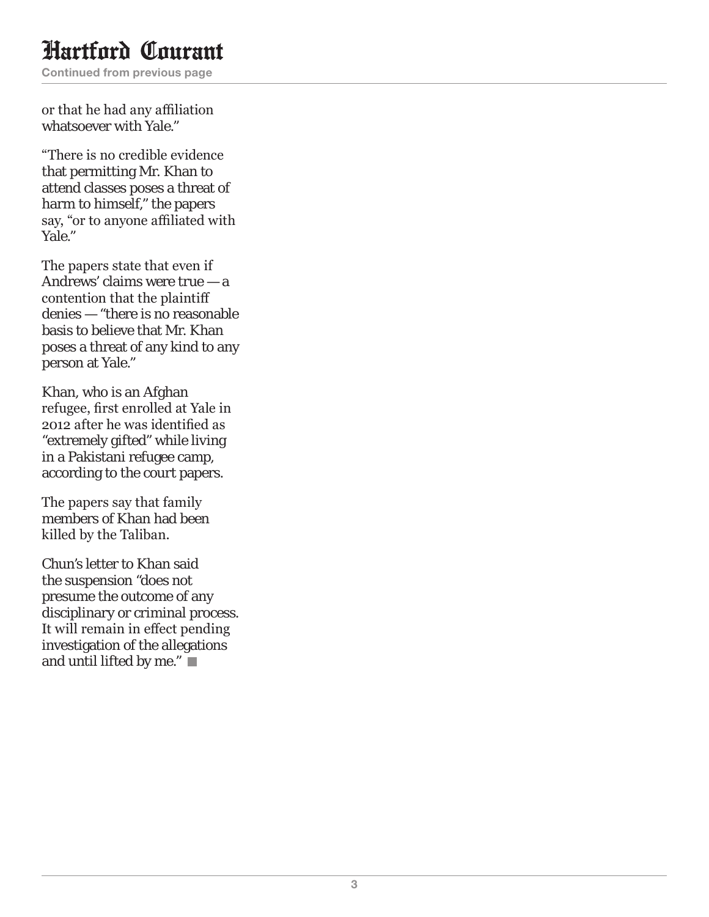or that he had any affiliation whatsoever with Yale."

"There is no credible evidence that permitting Mr. Khan to attend classes poses a threat of harm to himself," the papers say, "or to anyone affiliated with Yale."

The papers state that even if Andrews' claims were true — a contention that the plaintiff denies — "there is no reasonable basis to believe that Mr. Khan poses a threat of any kind to any person at Yale."

Khan, who is an Afghan refugee, first enrolled at Yale in 2012 after he was identified as "extremely gifted" while living in a Pakistani refugee camp, according to the court papers.

The papers say that family members of Khan had been killed by the Taliban.

Chun's letter to Khan said the suspension "does not presume the outcome of any disciplinary or criminal process. It will remain in effect pending investigation of the allegations and until lifted by me." ■